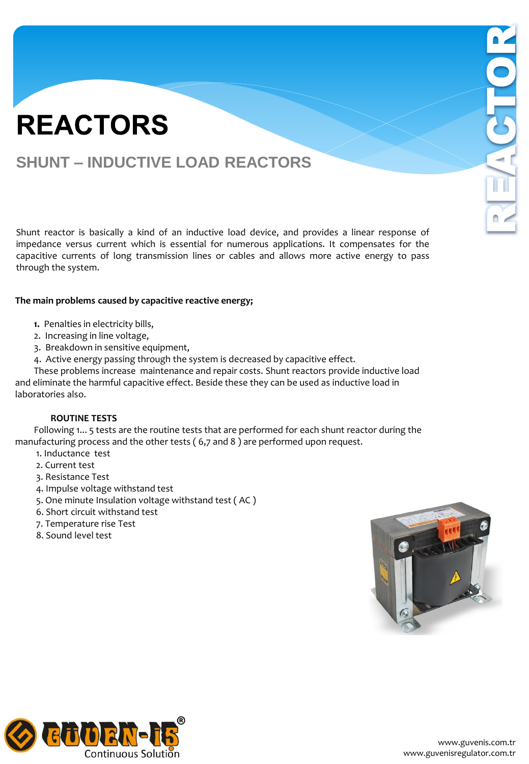# REACTORS

## SHUNT – INDUCTIVE LOAD REACTORS

Shunt reactor is basically a kind of an inductive load device, and provides a linear response of impedance versus current which is essential for numerous applications. It compensates for the capacitive currents of long transmission lines or cables and allows more active energy to pass through the system.

**The main problems caused by capacitive reactive energy;**

1. Penalties in electricity bills,
2. Increasing in line voltage,
3. Breakdown in sensitive equipment,
4. Active energy passing through the system is decreased by capacitive effect.

These problems increase maintenance and repair costs. Shunt reactors provide inductive load and eliminate the harmful capacitive effect. Beside these they can be used as inductive load in laboratories also.

**ROUTINE TESTS**

Following 1... 5 tests are the routine tests that are performed for each shunt reactor during the manufacturing process and the other tests ( 6,7 and 8 ) are performed upon request.

1. Inductance test
2. Current test
3. Resistance Test
4. Impulse voltage withstand test
5. One minute Insulation voltage withstand test ( AC )
6. Short circuit withstand test
7. Temperature rise Test
8. Sound level test

GÜVEN-İS®
Continuous Solution

www.guvenis.com.tr
www.guvenisregulator.com.tr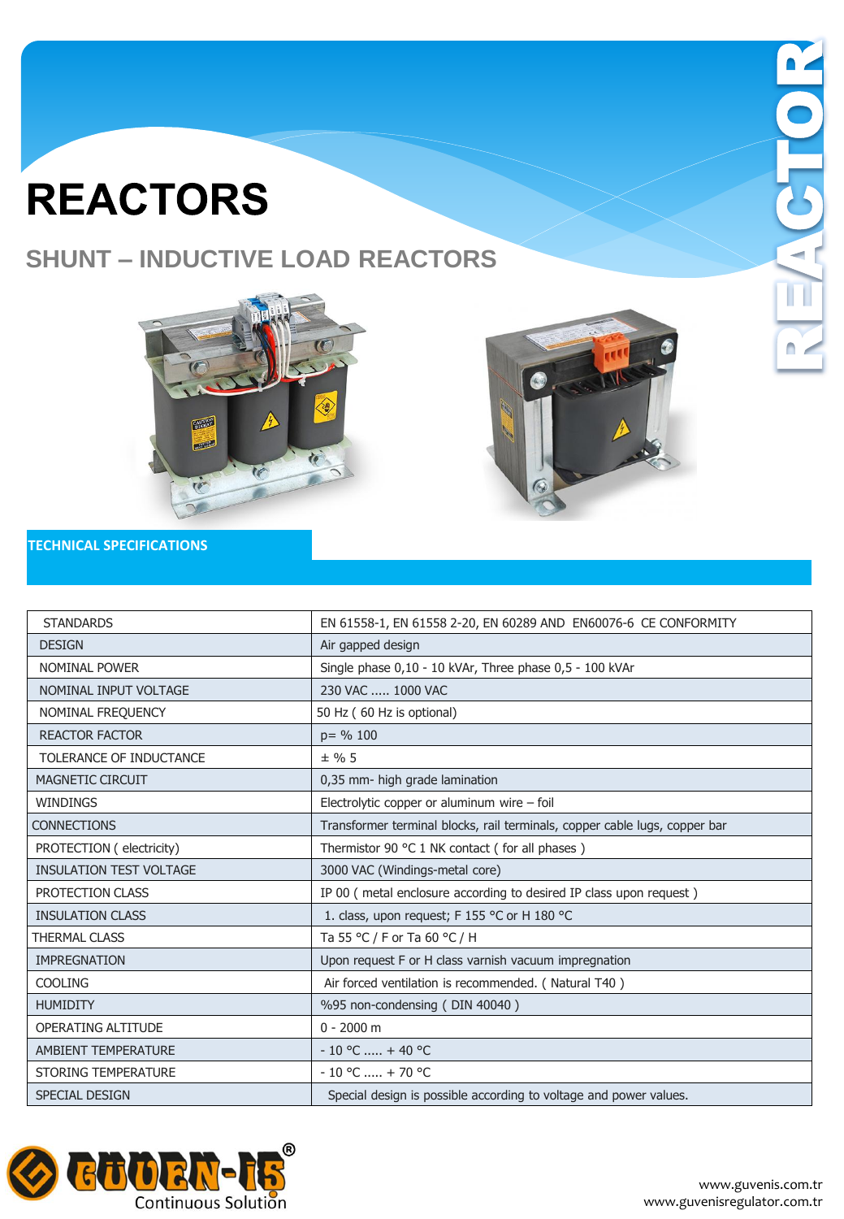# REACTORS

## SHUNT – INDUCTIVE LOAD REACTORS

### TECHNICAL SPECIFICATIONS

| | |
|---|---|
| STANDARDS | EN 61558-1, EN 61558 2-20, EN 60289 AND EN60076-6 CE CONFORMITY |
| DESIGN | Air gapped design |
| NOMINAL POWER | Single phase 0,10 - 10 kVAr, Three phase 0,5 - 100 kVAr |
| NOMINAL INPUT VOLTAGE | 230 VAC ..... 1000 VAC |
| NOMINAL FREQUENCY | 50 Hz ( 60 Hz is optional) |
| REACTOR FACTOR | p= % 100 |
| TOLERANCE OF INDUCTANCE | ± % 5 |
| MAGNETIC CIRCUIT | 0,35 mm- high grade lamination |
| WINDINGS | Electrolytic copper or aluminum wire – foil |
| CONNECTIONS | Transformer terminal blocks, rail terminals, copper cable lugs, copper bar |
| PROTECTION ( electricity) | Thermistor 90 °C 1 NK contact ( for all phases ) |
| INSULATION TEST VOLTAGE | 3000 VAC (Windings-metal core) |
| PROTECTION CLASS | IP 00 ( metal enclosure according to desired IP class upon request ) |
| INSULATION CLASS | 1. class, upon request; F 155 °C or H 180 °C |
| THERMAL CLASS | Ta 55 °C / F or Ta 60 °C / H |
| IMPREGNATION | Upon request F or H class varnish vacuum impregnation |
| COOLING | Air forced ventilation is recommended. ( Natural T40 ) |
| HUMIDITY | %95 non-condensing ( DIN 40040 ) |
| OPERATING ALTITUDE | 0 - 2000 m |
| AMBIENT TEMPERATURE | - 10 °C ..... + 40 °C |
| STORING TEMPERATURE | - 10 °C ..... + 70 °C |
| SPECIAL DESIGN | Special design is possible according to voltage and power values. |

GÜVEN-İŞ® Continuous Solution

www.guvenis.com.tr
www.guvenisregulator.com.tr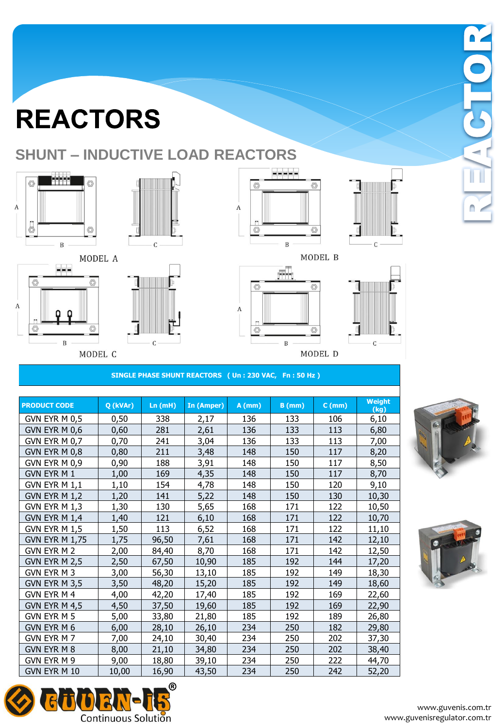# REACTORS

## SHUNT – INDUCTIVE LOAD REACTORS

MODEL A

MODEL B

MODEL C

MODEL D

**SINGLE PHASE SHUNT REACTORS ( Un : 230 VAC, Fn : 50 Hz )**

| PRODUCT CODE | Q (kVAr) | Ln (mH) | In (Amper) | A (mm) | B (mm) | C (mm) | Weight (kg) |
|---|---|---|---|---|---|---|---|
| GVN EYR M 0,5 | 0,50 | 338 | 2,17 | 136 | 133 | 106 | 6,10 |
| GVN EYR M 0,6 | 0,60 | 281 | 2,61 | 136 | 133 | 113 | 6,80 |
| GVN EYR M 0,7 | 0,70 | 241 | 3,04 | 136 | 133 | 113 | 7,00 |
| GVN EYR M 0,8 | 0,80 | 211 | 3,48 | 148 | 150 | 117 | 8,20 |
| GVN EYR M 0,9 | 0,90 | 188 | 3,91 | 148 | 150 | 117 | 8,50 |
| GVN EYR M 1 | 1,00 | 169 | 4,35 | 148 | 150 | 117 | 8,70 |
| GVN EYR M 1,1 | 1,10 | 154 | 4,78 | 148 | 150 | 120 | 9,10 |
| GVN EYR M 1,2 | 1,20 | 141 | 5,22 | 148 | 150 | 130 | 10,30 |
| GVN EYR M 1,3 | 1,30 | 130 | 5,65 | 168 | 171 | 122 | 10,50 |
| GVN EYR M 1,4 | 1,40 | 121 | 6,10 | 168 | 171 | 122 | 10,70 |
| GVN EYR M 1,5 | 1,50 | 113 | 6,52 | 168 | 171 | 122 | 11,10 |
| GVN EYR M 1,75 | 1,75 | 96,50 | 7,61 | 168 | 171 | 142 | 12,10 |
| GVN EYR M 2 | 2,00 | 84,40 | 8,70 | 168 | 171 | 142 | 12,50 |
| GVN EYR M 2,5 | 2,50 | 67,50 | 10,90 | 185 | 192 | 144 | 17,20 |
| GVN EYR M 3 | 3,00 | 56,30 | 13,10 | 185 | 192 | 149 | 18,30 |
| GVN EYR M 3,5 | 3,50 | 48,20 | 15,20 | 185 | 192 | 149 | 18,60 |
| GVN EYR M 4 | 4,00 | 42,20 | 17,40 | 185 | 192 | 169 | 22,60 |
| GVN EYR M 4,5 | 4,50 | 37,50 | 19,60 | 185 | 192 | 169 | 22,90 |
| GVN EYR M 5 | 5,00 | 33,80 | 21,80 | 185 | 192 | 189 | 26,80 |
| GVN EYR M 6 | 6,00 | 28,10 | 26,10 | 234 | 250 | 182 | 29,80 |
| GVN EYR M 7 | 7,00 | 24,10 | 30,40 | 234 | 250 | 202 | 37,30 |
| GVN EYR M 8 | 8,00 | 21,10 | 34,80 | 234 | 250 | 202 | 38,40 |
| GVN EYR M 9 | 9,00 | 18,80 | 39,10 | 234 | 250 | 222 | 44,70 |
| GVN EYR M 10 | 10,00 | 16,90 | 43,50 | 234 | 250 | 242 | 52,20 |

GÜVEN-İS® Continuous Solution

www.guvenis.com.tr
www.guvenisregulator.com.tr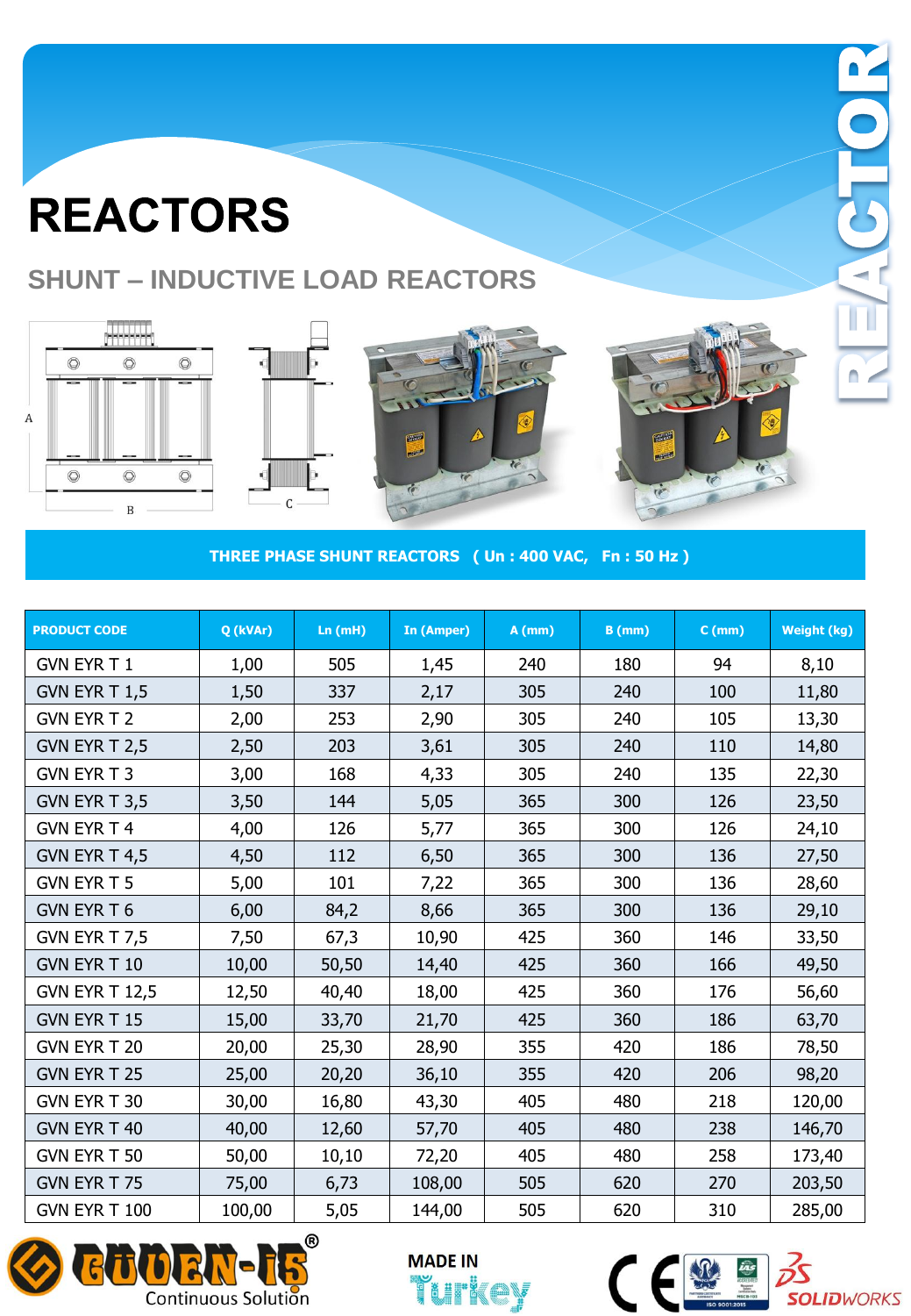# REACTORS

## SHUNT – INDUCTIVE LOAD REACTORS

A

B

C

**THREE PHASE SHUNT REACTORS ( Un : 400 VAC, Fn : 50 Hz )**

| PRODUCT CODE | Q (kVAr) | Ln (mH) | In (Amper) | A (mm) | B (mm) | C (mm) | Weight (kg) |
|---|---|---|---|---|---|---|---|
| GVN EYR T 1 | 1,00 | 505 | 1,45 | 240 | 180 | 94 | 8,10 |
| GVN EYR T 1,5 | 1,50 | 337 | 2,17 | 305 | 240 | 100 | 11,80 |
| GVN EYR T 2 | 2,00 | 253 | 2,90 | 305 | 240 | 105 | 13,30 |
| GVN EYR T 2,5 | 2,50 | 203 | 3,61 | 305 | 240 | 110 | 14,80 |
| GVN EYR T 3 | 3,00 | 168 | 4,33 | 305 | 240 | 135 | 22,30 |
| GVN EYR T 3,5 | 3,50 | 144 | 5,05 | 365 | 300 | 126 | 23,50 |
| GVN EYR T 4 | 4,00 | 126 | 5,77 | 365 | 300 | 126 | 24,10 |
| GVN EYR T 4,5 | 4,50 | 112 | 6,50 | 365 | 300 | 136 | 27,50 |
| GVN EYR T 5 | 5,00 | 101 | 7,22 | 365 | 300 | 136 | 28,60 |
| GVN EYR T 6 | 6,00 | 84,2 | 8,66 | 365 | 300 | 136 | 29,10 |
| GVN EYR T 7,5 | 7,50 | 67,3 | 10,90 | 425 | 360 | 146 | 33,50 |
| GVN EYR T 10 | 10,00 | 50,50 | 14,40 | 425 | 360 | 166 | 49,50 |
| GVN EYR T 12,5 | 12,50 | 40,40 | 18,00 | 425 | 360 | 176 | 56,60 |
| GVN EYR T 15 | 15,00 | 33,70 | 21,70 | 425 | 360 | 186 | 63,70 |
| GVN EYR T 20 | 20,00 | 25,30 | 28,90 | 355 | 420 | 186 | 78,50 |
| GVN EYR T 25 | 25,00 | 20,20 | 36,10 | 355 | 420 | 206 | 98,20 |
| GVN EYR T 30 | 30,00 | 16,80 | 43,30 | 405 | 480 | 218 | 120,00 |
| GVN EYR T 40 | 40,00 | 12,60 | 57,70 | 405 | 480 | 238 | 146,70 |
| GVN EYR T 50 | 50,00 | 10,10 | 72,20 | 405 | 480 | 258 | 173,40 |
| GVN EYR T 75 | 75,00 | 6,73 | 108,00 | 505 | 620 | 270 | 203,50 |
| GVN EYR T 100 | 100,00 | 5,05 | 144,00 | 505 | 620 | 310 | 285,00 |

GÜVEN-İŞ® Continuous Solution

MADE IN Turkey

SOLIDWORKS